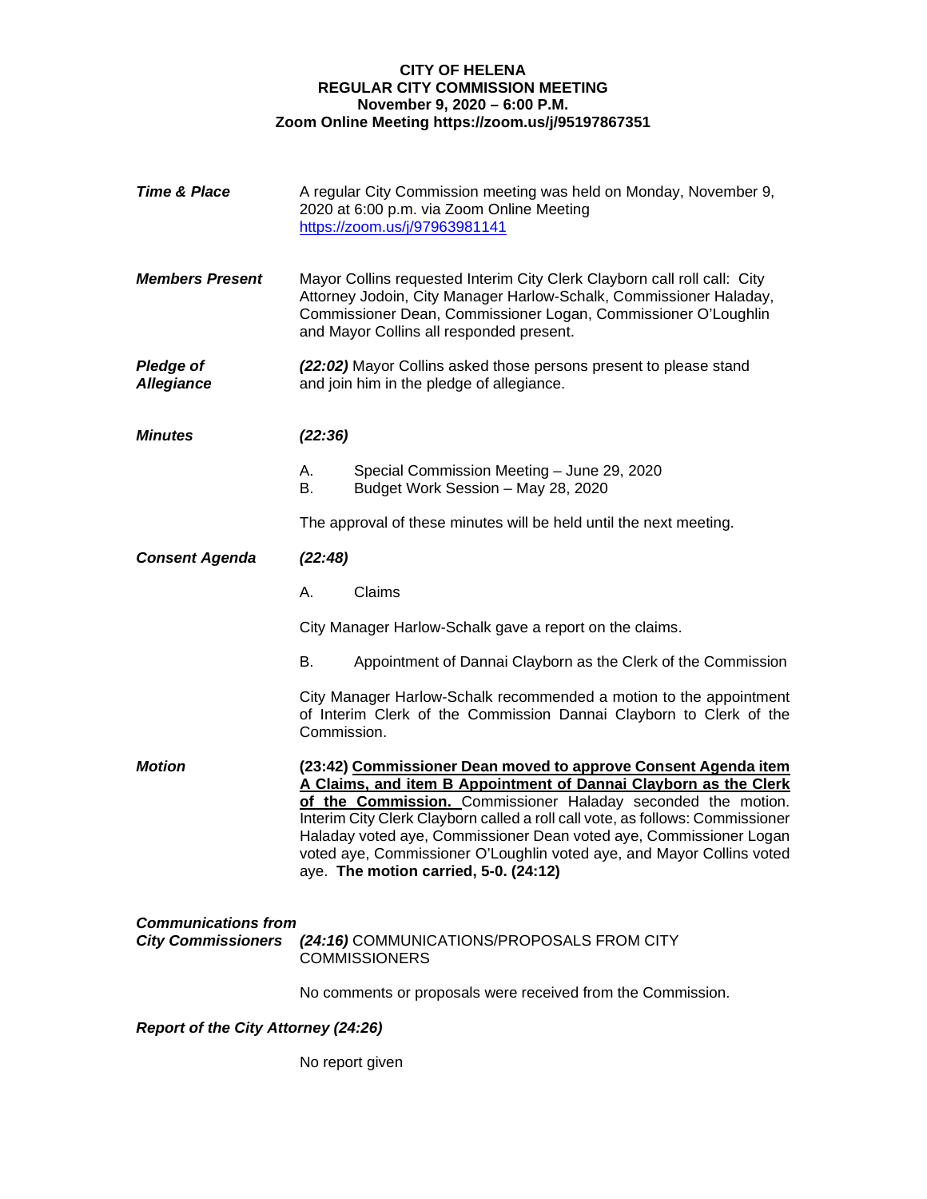**CITY OF HELENA**
**REGULAR CITY COMMISSION MEETING**
**November 9, 2020 – 6:00 P.M.**
**Zoom Online Meeting https://zoom.us/j/95197867351**

***Time & Place***

A regular City Commission meeting was held on Monday, November 9, 2020 at 6:00 p.m. via Zoom Online Meeting https://zoom.us/j/97963981141

***Members Present***

Mayor Collins requested Interim City Clerk Clayborn call roll call: City Attorney Jodoin, City Manager Harlow-Schalk, Commissioner Haladay, Commissioner Dean, Commissioner Logan, Commissioner O'Loughlin and Mayor Collins all responded present.

***Pledge of Allegiance***

***(22:02)*** Mayor Collins asked those persons present to please stand and join him in the pledge of allegiance.

***Minutes***

***(22:36)***

A. Special Commission Meeting – June 29, 2020
B. Budget Work Session – May 28, 2020

The approval of these minutes will be held until the next meeting.

***Consent Agenda***

***(22:48)***

A. Claims

City Manager Harlow-Schalk gave a report on the claims.

B. Appointment of Dannai Clayborn as the Clerk of the Commission

City Manager Harlow-Schalk recommended a motion to the appointment of Interim Clerk of the Commission Dannai Clayborn to Clerk of the Commission.

***Motion***

**(23:42) <u>Commissioner Dean moved to approve Consent Agenda item A Claims, and item B Appointment of Dannai Clayborn as the Clerk of the Commission.</u>** Commissioner Haladay seconded the motion. Interim City Clerk Clayborn called a roll call vote, as follows: Commissioner Haladay voted aye, Commissioner Dean voted aye, Commissioner Logan voted aye, Commissioner O'Loughlin voted aye, and Mayor Collins voted aye. **The motion carried, 5-0. (24:12)**

***Communications from City Commissioners***

***(24:16)*** COMMUNICATIONS/PROPOSALS FROM CITY COMMISSIONERS

No comments or proposals were received from the Commission.

***Report of the City Attorney (24:26)***

No report given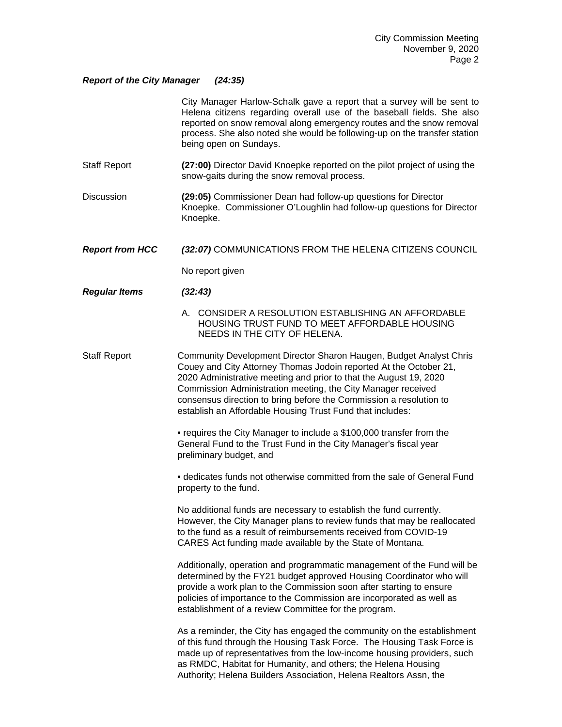***Report of the City Manager (24:35)***

City Manager Harlow-Schalk gave a report that a survey will be sent to Helena citizens regarding overall use of the baseball fields. She also reported on snow removal along emergency routes and the snow removal process. She also noted she would be following-up on the transfer station being open on Sundays.

Staff Report **(27:00)** Director David Knoepke reported on the pilot project of using the snow-gaits during the snow removal process.

Discussion **(29:05)** Commissioner Dean had follow-up questions for Director Knoepke. Commissioner O'Loughlin had follow-up questions for Director Knoepke.

***Report from HCC*** ***(32:07)*** COMMUNICATIONS FROM THE HELENA CITIZENS COUNCIL

No report given

***Regular Items*** ***(32:43)***

A. CONSIDER A RESOLUTION ESTABLISHING AN AFFORDABLE HOUSING TRUST FUND TO MEET AFFORDABLE HOUSING NEEDS IN THE CITY OF HELENA.

Staff Report Community Development Director Sharon Haugen, Budget Analyst Chris Couey and City Attorney Thomas Jodoin reported At the October 21, 2020 Administrative meeting and prior to that the August 19, 2020 Commission Administration meeting, the City Manager received consensus direction to bring before the Commission a resolution to establish an Affordable Housing Trust Fund that includes:

• requires the City Manager to include a $100,000 transfer from the General Fund to the Trust Fund in the City Manager's fiscal year preliminary budget, and

• dedicates funds not otherwise committed from the sale of General Fund property to the fund.

No additional funds are necessary to establish the fund currently. However, the City Manager plans to review funds that may be reallocated to the fund as a result of reimbursements received from COVID-19 CARES Act funding made available by the State of Montana.

Additionally, operation and programmatic management of the Fund will be determined by the FY21 budget approved Housing Coordinator who will provide a work plan to the Commission soon after starting to ensure policies of importance to the Commission are incorporated as well as establishment of a review Committee for the program.

As a reminder, the City has engaged the community on the establishment of this fund through the Housing Task Force. The Housing Task Force is made up of representatives from the low-income housing providers, such as RMDC, Habitat for Humanity, and others; the Helena Housing Authority; Helena Builders Association, Helena Realtors Assn, the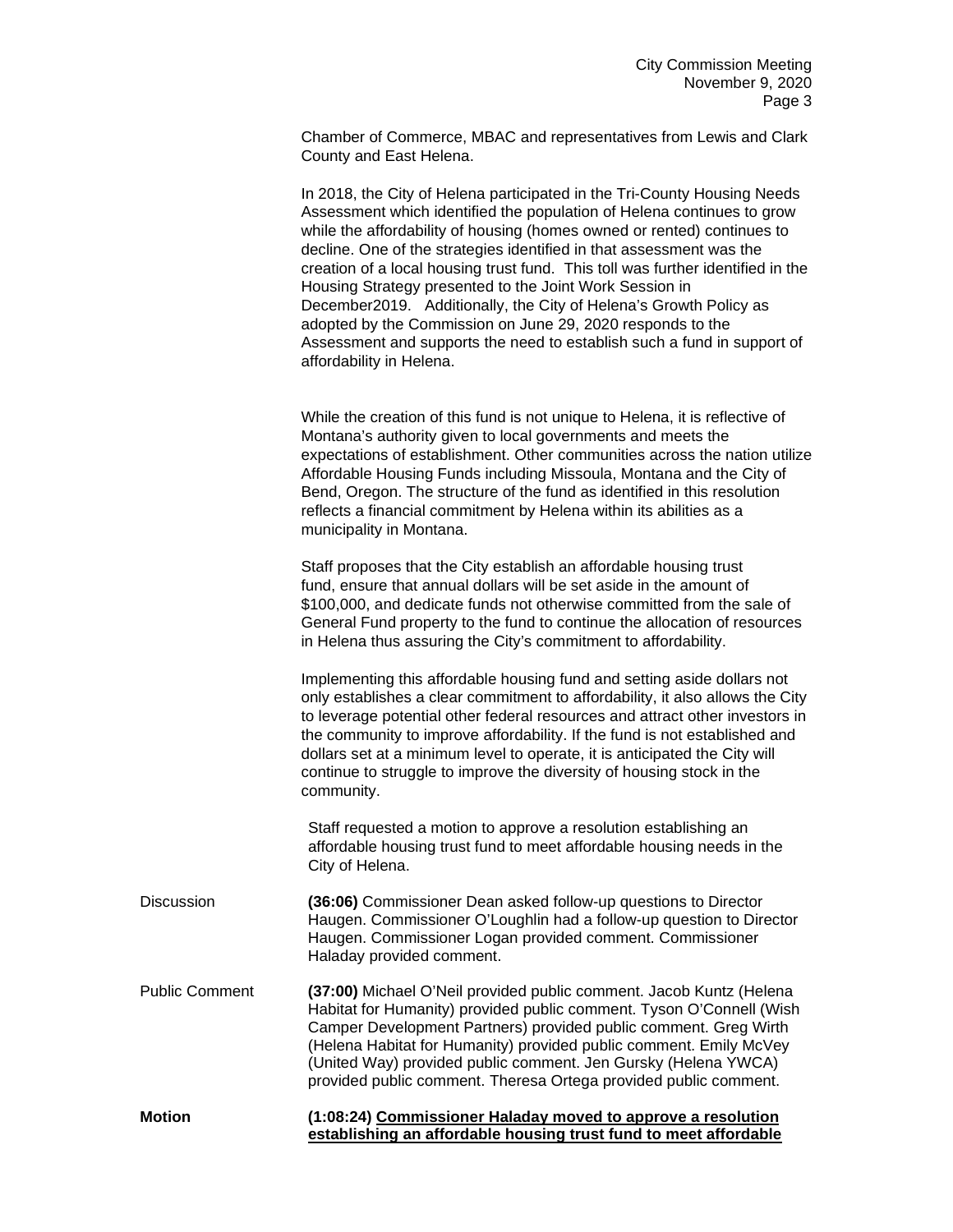Chamber of Commerce, MBAC and representatives from Lewis and Clark County and East Helena.

In 2018, the City of Helena participated in the Tri-County Housing Needs Assessment which identified the population of Helena continues to grow while the affordability of housing (homes owned or rented) continues to decline. One of the strategies identified in that assessment was the creation of a local housing trust fund. This toll was further identified in the Housing Strategy presented to the Joint Work Session in December2019. Additionally, the City of Helena's Growth Policy as adopted by the Commission on June 29, 2020 responds to the Assessment and supports the need to establish such a fund in support of affordability in Helena.

While the creation of this fund is not unique to Helena, it is reflective of Montana's authority given to local governments and meets the expectations of establishment. Other communities across the nation utilize Affordable Housing Funds including Missoula, Montana and the City of Bend, Oregon. The structure of the fund as identified in this resolution reflects a financial commitment by Helena within its abilities as a municipality in Montana.

Staff proposes that the City establish an affordable housing trust fund, ensure that annual dollars will be set aside in the amount of $100,000, and dedicate funds not otherwise committed from the sale of General Fund property to the fund to continue the allocation of resources in Helena thus assuring the City's commitment to affordability.

Implementing this affordable housing fund and setting aside dollars not only establishes a clear commitment to affordability, it also allows the City to leverage potential other federal resources and attract other investors in the community to improve affordability. If the fund is not established and dollars set at a minimum level to operate, it is anticipated the City will continue to struggle to improve the diversity of housing stock in the community.

Staff requested a motion to approve a resolution establishing an affordable housing trust fund to meet affordable housing needs in the City of Helena.

Discussion

**(36:06)** Commissioner Dean asked follow-up questions to Director Haugen. Commissioner O'Loughlin had a follow-up question to Director Haugen. Commissioner Logan provided comment. Commissioner Haladay provided comment.

Public Comment

**(37:00)** Michael O'Neil provided public comment. Jacob Kuntz (Helena Habitat for Humanity) provided public comment. Tyson O'Connell (Wish Camper Development Partners) provided public comment. Greg Wirth (Helena Habitat for Humanity) provided public comment. Emily McVey (United Way) provided public comment. Jen Gursky (Helena YWCA) provided public comment. Theresa Ortega provided public comment.

**Motion**

**(1:08:24) <u>Commissioner Haladay moved to approve a resolution establishing an affordable housing trust fund to meet affordable</u>**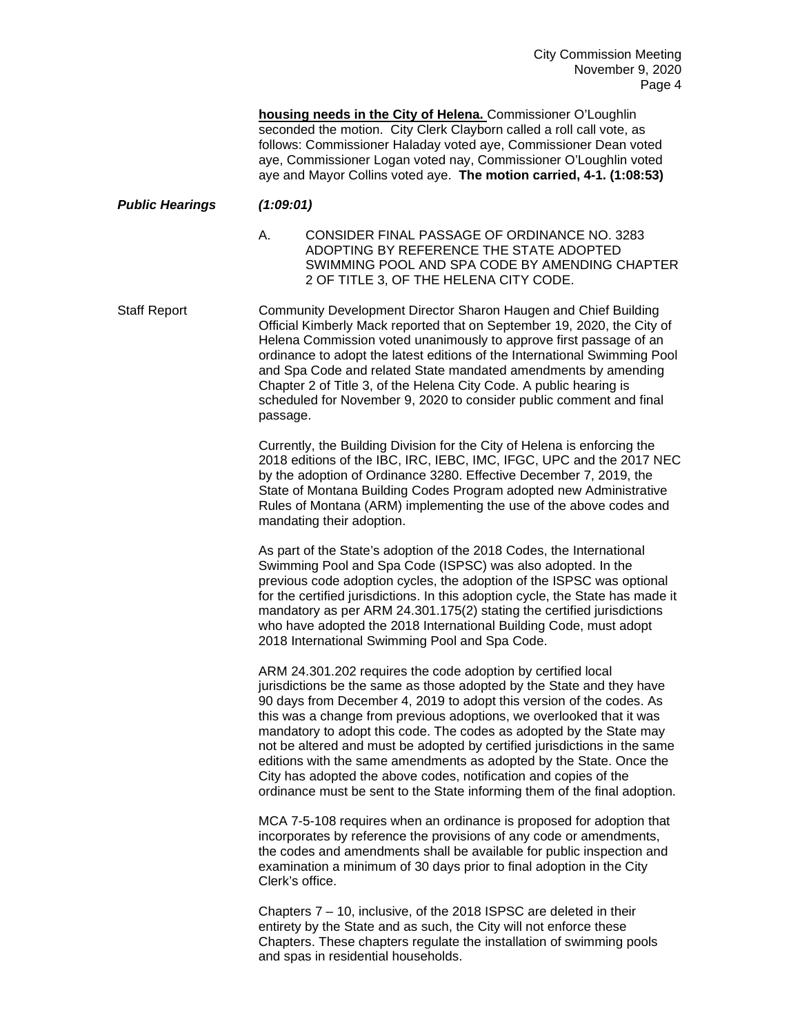**housing needs in the City of Helena.** Commissioner O'Loughlin seconded the motion. City Clerk Clayborn called a roll call vote, as follows: Commissioner Haladay voted aye, Commissioner Dean voted aye, Commissioner Logan voted nay, Commissioner O'Loughlin voted aye and Mayor Collins voted aye. **The motion carried, 4-1. (1:08:53)**

***Public Hearings*** ***(1:09:01)***

A. CONSIDER FINAL PASSAGE OF ORDINANCE NO. 3283 ADOPTING BY REFERENCE THE STATE ADOPTED SWIMMING POOL AND SPA CODE BY AMENDING CHAPTER 2 OF TITLE 3, OF THE HELENA CITY CODE.

Staff Report

Community Development Director Sharon Haugen and Chief Building Official Kimberly Mack reported that on September 19, 2020, the City of Helena Commission voted unanimously to approve first passage of an ordinance to adopt the latest editions of the International Swimming Pool and Spa Code and related State mandated amendments by amending Chapter 2 of Title 3, of the Helena City Code. A public hearing is scheduled for November 9, 2020 to consider public comment and final passage.

Currently, the Building Division for the City of Helena is enforcing the 2018 editions of the IBC, IRC, IEBC, IMC, IFGC, UPC and the 2017 NEC by the adoption of Ordinance 3280. Effective December 7, 2019, the State of Montana Building Codes Program adopted new Administrative Rules of Montana (ARM) implementing the use of the above codes and mandating their adoption.

As part of the State's adoption of the 2018 Codes, the International Swimming Pool and Spa Code (ISPSC) was also adopted. In the previous code adoption cycles, the adoption of the ISPSC was optional for the certified jurisdictions. In this adoption cycle, the State has made it mandatory as per ARM 24.301.175(2) stating the certified jurisdictions who have adopted the 2018 International Building Code, must adopt 2018 International Swimming Pool and Spa Code.

ARM 24.301.202 requires the code adoption by certified local jurisdictions be the same as those adopted by the State and they have 90 days from December 4, 2019 to adopt this version of the codes. As this was a change from previous adoptions, we overlooked that it was mandatory to adopt this code. The codes as adopted by the State may not be altered and must be adopted by certified jurisdictions in the same editions with the same amendments as adopted by the State. Once the City has adopted the above codes, notification and copies of the ordinance must be sent to the State informing them of the final adoption.

MCA 7-5-108 requires when an ordinance is proposed for adoption that incorporates by reference the provisions of any code or amendments, the codes and amendments shall be available for public inspection and examination a minimum of 30 days prior to final adoption in the City Clerk's office.

Chapters 7 – 10, inclusive, of the 2018 ISPSC are deleted in their entirety by the State and as such, the City will not enforce these Chapters. These chapters regulate the installation of swimming pools and spas in residential households.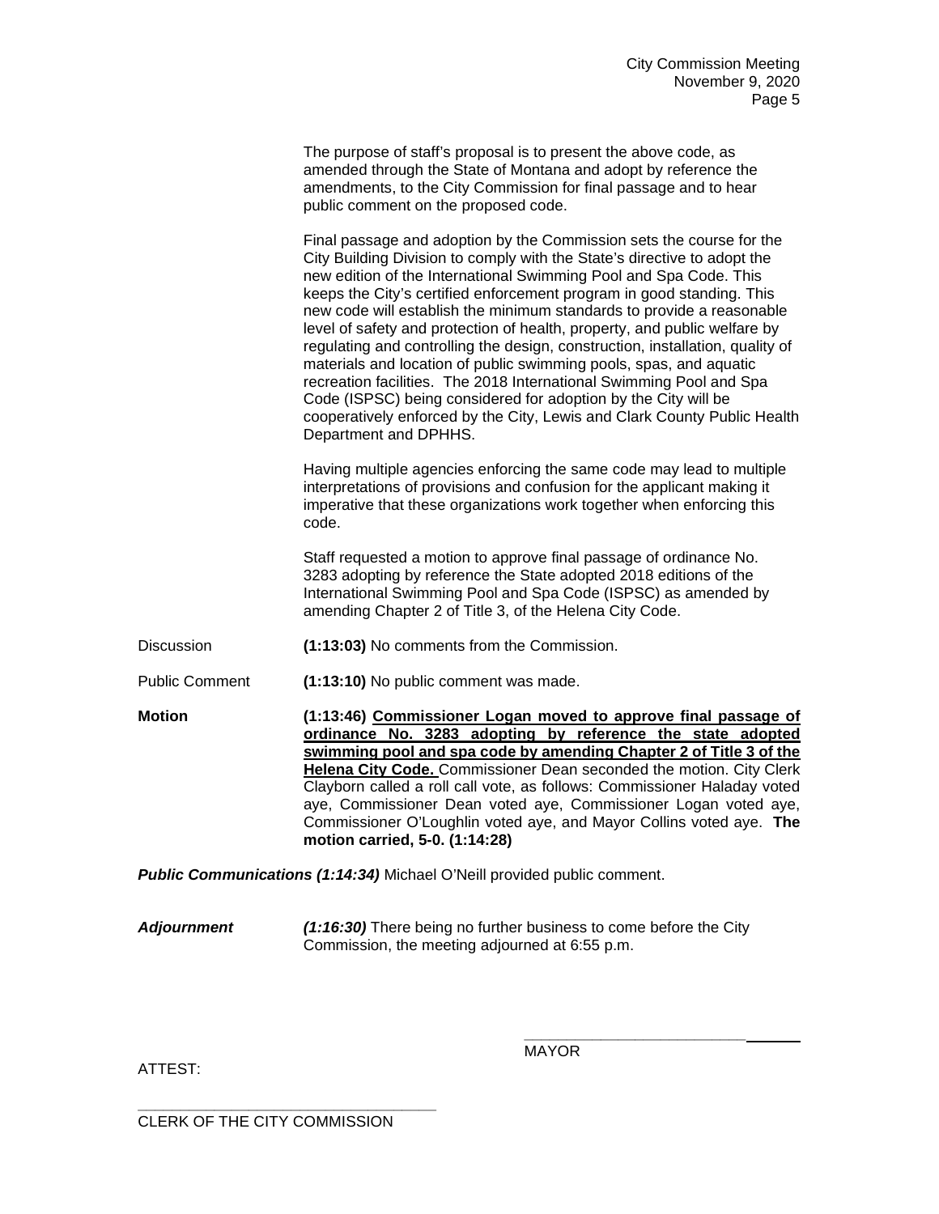The purpose of staff's proposal is to present the above code, as amended through the State of Montana and adopt by reference the amendments, to the City Commission for final passage and to hear public comment on the proposed code.

Final passage and adoption by the Commission sets the course for the City Building Division to comply with the State's directive to adopt the new edition of the International Swimming Pool and Spa Code. This keeps the City's certified enforcement program in good standing. This new code will establish the minimum standards to provide a reasonable level of safety and protection of health, property, and public welfare by regulating and controlling the design, construction, installation, quality of materials and location of public swimming pools, spas, and aquatic recreation facilities. The 2018 International Swimming Pool and Spa Code (ISPSC) being considered for adoption by the City will be cooperatively enforced by the City, Lewis and Clark County Public Health Department and DPHHS.

Having multiple agencies enforcing the same code may lead to multiple interpretations of provisions and confusion for the applicant making it imperative that these organizations work together when enforcing this code.

Staff requested a motion to approve final passage of ordinance No. 3283 adopting by reference the State adopted 2018 editions of the International Swimming Pool and Spa Code (ISPSC) as amended by amending Chapter 2 of Title 3, of the Helena City Code.

Discussion **(1:13:03)** No comments from the Commission.

Public Comment **(1:13:10)** No public comment was made.

**Motion** **(1:13:46) Commissioner Logan moved to approve final passage of ordinance No. 3283 adopting by reference the state adopted swimming pool and spa code by amending Chapter 2 of Title 3 of the Helena City Code.** Commissioner Dean seconded the motion. City Clerk Clayborn called a roll call vote, as follows: Commissioner Haladay voted aye, Commissioner Dean voted aye, Commissioner Logan voted aye, Commissioner O'Loughlin voted aye, and Mayor Collins voted aye. **The motion carried, 5-0. (1:14:28)**

***Public Communications (1:14:34)*** Michael O'Neill provided public comment.

***Adjournment*** ***(1:16:30)*** There being no further business to come before the City Commission, the meeting adjourned at 6:55 p.m.

\_\_\_\_\_\_\_\_\_\_\_\_\_\_\_\_\_\_\_\_\_\_\_\_\_\_\_\_\_\_\_\_

MAYOR

ATTEST:

\_\_\_\_\_\_\_\_\_\_\_\_\_\_\_\_\_\_\_\_\_\_\_\_\_\_\_\_\_\_\_\_\_\_\_\_

CLERK OF THE CITY COMMISSION